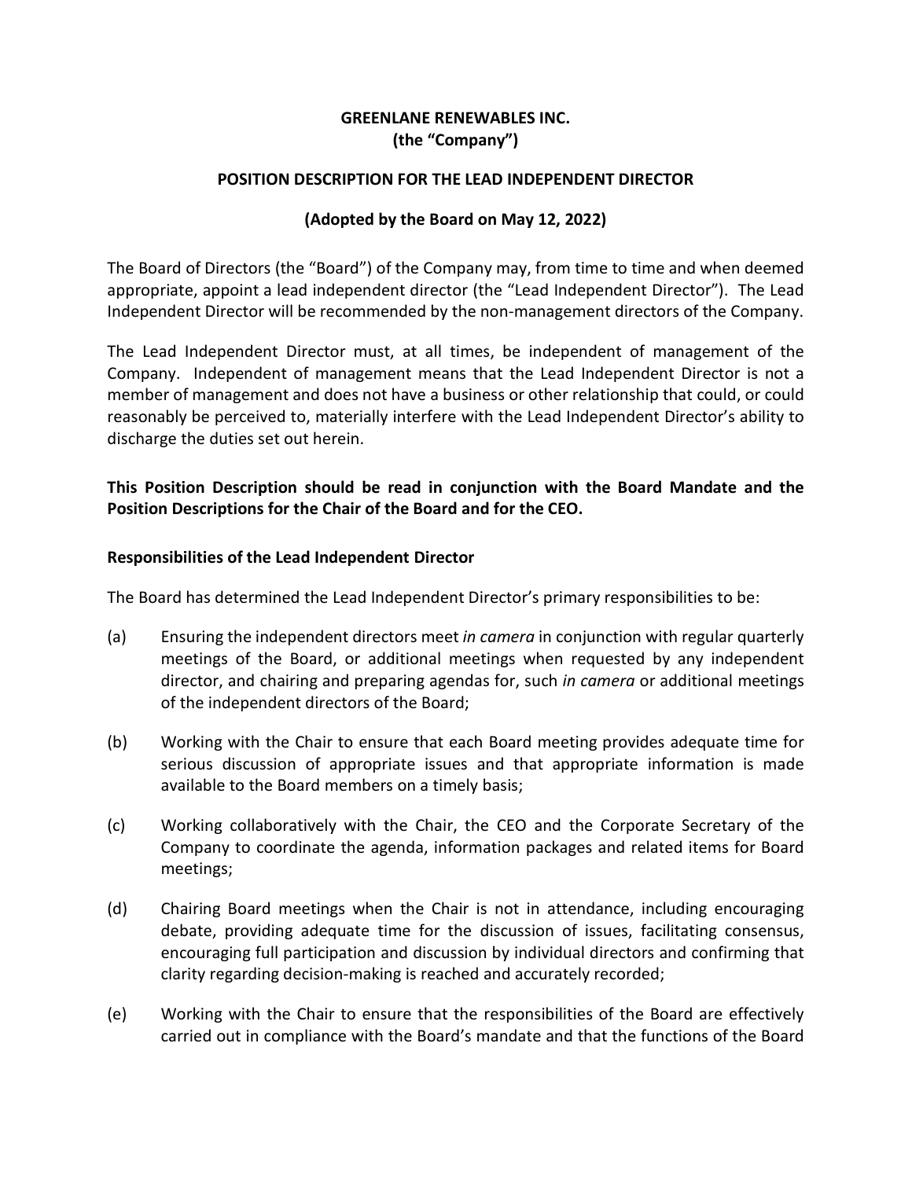# GREENLANE RENEWABLES INC.
# (the "Company")

## POSITION DESCRIPTION FOR THE LEAD INDEPENDENT DIRECTOR

### (Adopted by the Board on May 12, 2022)

The Board of Directors (the "Board") of the Company may, from time to time and when deemed appropriate, appoint a lead independent director (the "Lead Independent Director"). The Lead Independent Director will be recommended by the non-management directors of the Company.

The Lead Independent Director must, at all times, be independent of management of the Company. Independent of management means that the Lead Independent Director is not a member of management and does not have a business or other relationship that could, or could reasonably be perceived to, materially interfere with the Lead Independent Director's ability to discharge the duties set out herein.

**This Position Description should be read in conjunction with the Board Mandate and the Position Descriptions for the Chair of the Board and for the CEO.**

### Responsibilities of the Lead Independent Director

The Board has determined the Lead Independent Director's primary responsibilities to be:

(a) Ensuring the independent directors meet *in camera* in conjunction with regular quarterly meetings of the Board, or additional meetings when requested by any independent director, and chairing and preparing agendas for, such *in camera* or additional meetings of the independent directors of the Board;

(b) Working with the Chair to ensure that each Board meeting provides adequate time for serious discussion of appropriate issues and that appropriate information is made available to the Board members on a timely basis;

(c) Working collaboratively with the Chair, the CEO and the Corporate Secretary of the Company to coordinate the agenda, information packages and related items for Board meetings;

(d) Chairing Board meetings when the Chair is not in attendance, including encouraging debate, providing adequate time for the discussion of issues, facilitating consensus, encouraging full participation and discussion by individual directors and confirming that clarity regarding decision-making is reached and accurately recorded;

(e) Working with the Chair to ensure that the responsibilities of the Board are effectively carried out in compliance with the Board's mandate and that the functions of the Board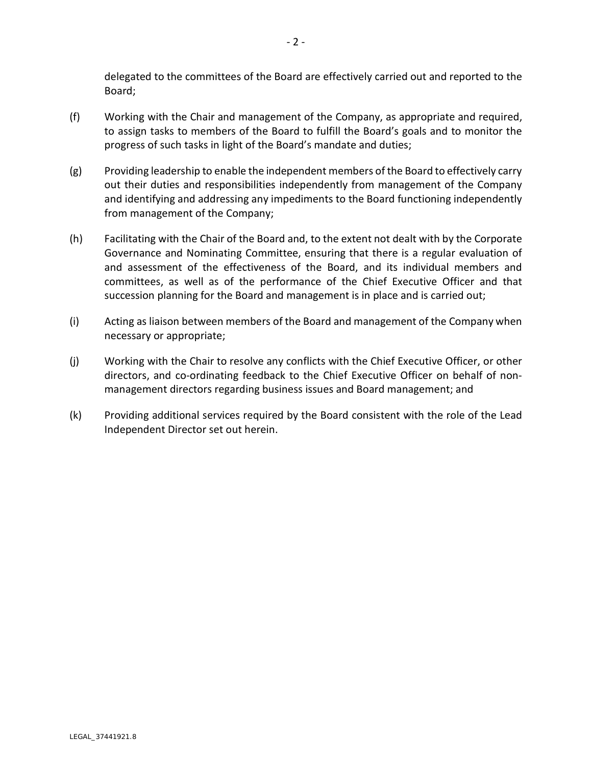delegated to the committees of the Board are effectively carried out and reported to the Board;

(f) Working with the Chair and management of the Company, as appropriate and required, to assign tasks to members of the Board to fulfill the Board's goals and to monitor the progress of such tasks in light of the Board's mandate and duties;

(g) Providing leadership to enable the independent members of the Board to effectively carry out their duties and responsibilities independently from management of the Company and identifying and addressing any impediments to the Board functioning independently from management of the Company;

(h) Facilitating with the Chair of the Board and, to the extent not dealt with by the Corporate Governance and Nominating Committee, ensuring that there is a regular evaluation of and assessment of the effectiveness of the Board, and its individual members and committees, as well as of the performance of the Chief Executive Officer and that succession planning for the Board and management is in place and is carried out;

(i) Acting as liaison between members of the Board and management of the Company when necessary or appropriate;

(j) Working with the Chair to resolve any conflicts with the Chief Executive Officer, or other directors, and co-ordinating feedback to the Chief Executive Officer on behalf of non-management directors regarding business issues and Board management; and

(k) Providing additional services required by the Board consistent with the role of the Lead Independent Director set out herein.

LEGAL_37441921.8